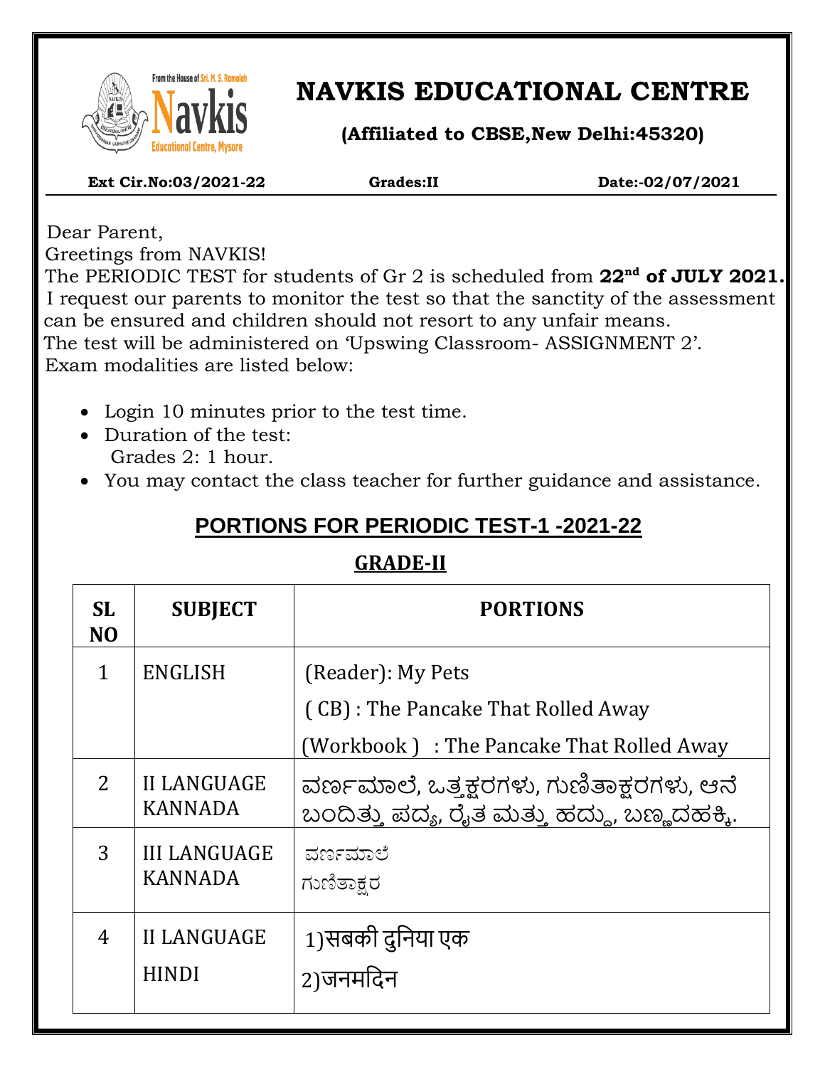# NAVKIS EDUCATIONAL CENTRE

**(Affiliated to CBSE,New Delhi:45320)**

**Ext Cir.No:03/2021-22** **Grades:II** **Date:-02/07/2021**

Dear Parent,

Greetings from NAVKIS!

The PERIODIC TEST for students of Gr 2 is scheduled from **22nd of JULY 2021.** I request our parents to monitor the test so that the sanctity of the assessment can be ensured and children should not resort to any unfair means.

The test will be administered on 'Upswing Classroom- ASSIGNMENT 2'.

Exam modalities are listed below:

- Login 10 minutes prior to the test time.
- Duration of the test:
  Grades 2: 1 hour.
- You may contact the class teacher for further guidance and assistance.

## PORTIONS FOR PERIODIC TEST-1 -2021-22

### GRADE-II

| SL NO | SUBJECT | PORTIONS |
|---|---|---|
| 1 | ENGLISH | (Reader): My Pets<br>( CB) : The Pancake That Rolled Away<br>(Workbook ) : The Pancake That Rolled Away |
| 2 | II LANGUAGE KANNADA | ವರ್ಣಮಾಲೆ, ಒತ್ತಕ್ಷರಗಳು, ಗುಣಿತಾಕ್ಷರಗಳು, ಆನೆ ಬಂದಿತ್ತು ಪದ್ಯ, ರೈತ ಮತ್ತು ಹದ್ದು, ಬಣ್ಣದಹಕ್ಕಿ. |
| 3 | III LANGUAGE KANNADA | ವರ್ಣಮಾಲೆ<br>ಗುಣಿತಾಕ್ಷರ |
| 4 | II LANGUAGE HINDI | 1)सबकी दुनिया एक<br>2)जनमदिन |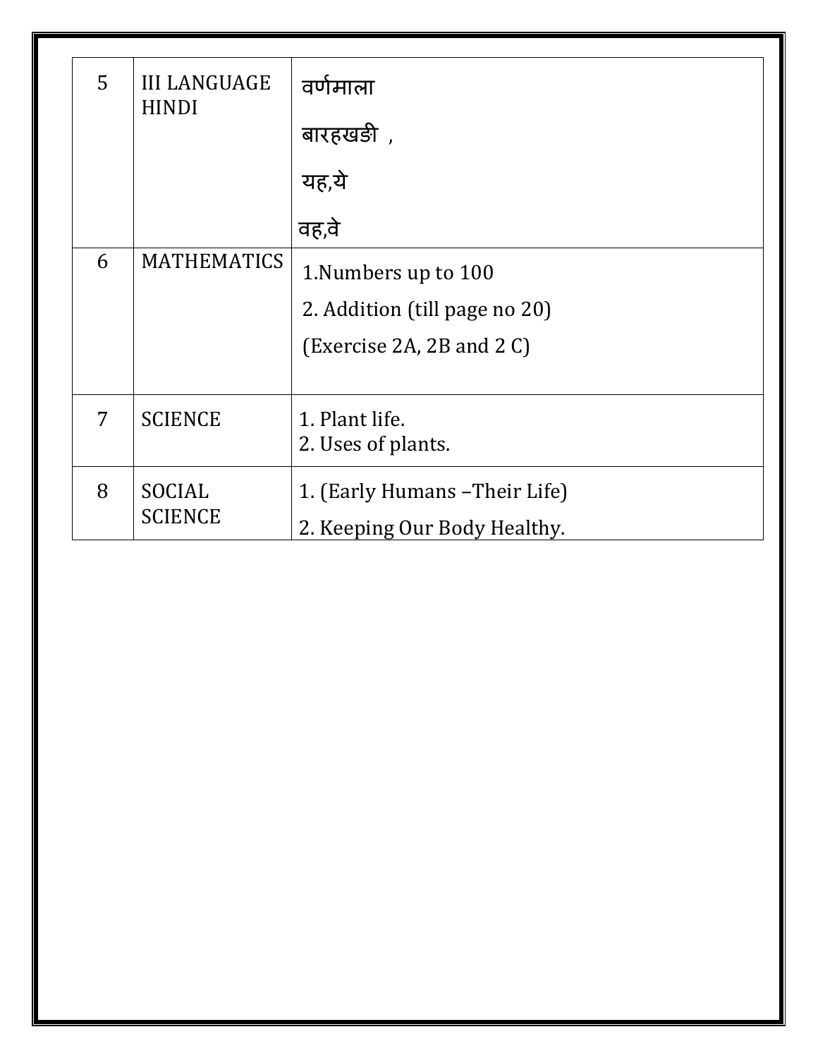| 5 | III LANGUAGE HINDI | वर्णमाला<br>बारहखडी ,<br>यह,ये<br>वह,वे |
|---|---|---|
| 6 | MATHEMATICS | 1.Numbers up to 100<br>2. Addition (till page no 20)<br>(Exercise 2A, 2B and 2 C) |
| 7 | SCIENCE | 1. Plant life.<br>2. Uses of plants. |
| 8 | SOCIAL SCIENCE | 1. (Early Humans –Their Life)<br>2. Keeping Our Body Healthy. |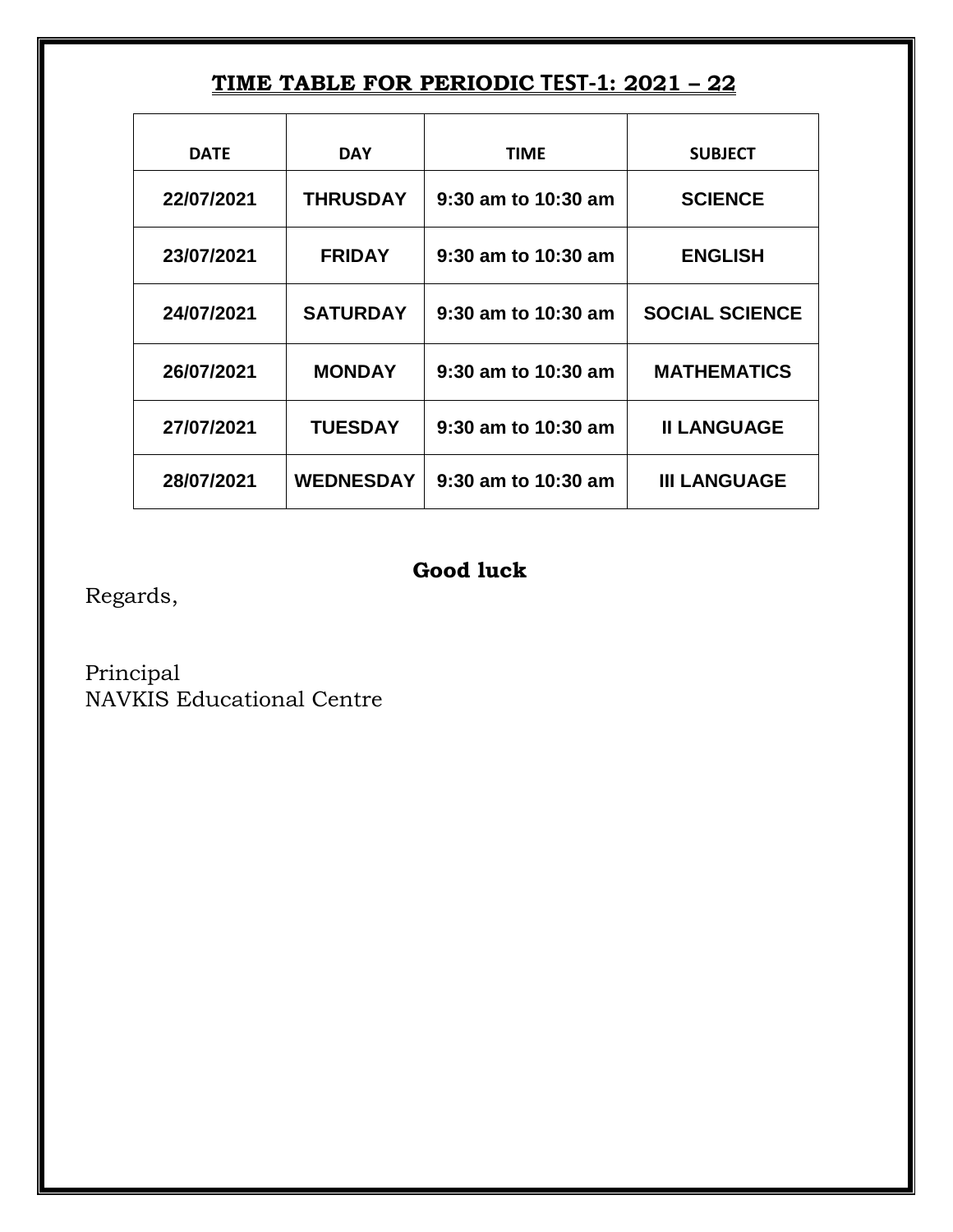## TIME TABLE FOR PERIODIC TEST-1: 2021 – 22

| DATE | DAY | TIME | SUBJECT |
|---|---|---|---|
| 22/07/2021 | THRUSDAY | 9:30 am to 10:30 am | SCIENCE |
| 23/07/2021 | FRIDAY | 9:30 am to 10:30 am | ENGLISH |
| 24/07/2021 | SATURDAY | 9:30 am to 10:30 am | SOCIAL SCIENCE |
| 26/07/2021 | MONDAY | 9:30 am to 10:30 am | MATHEMATICS |
| 27/07/2021 | TUESDAY | 9:30 am to 10:30 am | II LANGUAGE |
| 28/07/2021 | WEDNESDAY | 9:30 am to 10:30 am | III LANGUAGE |

**Good luck**

Regards,

Principal
NAVKIS Educational Centre